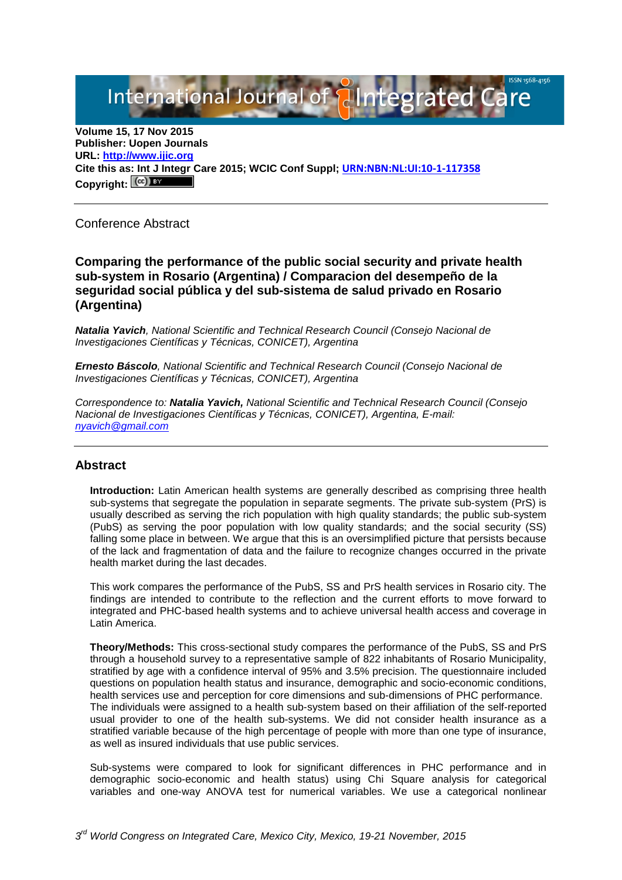**Volume 15, 17 Nov 2015**
**Publisher: Uopen Journals**
**URL: [http://www.ijic.org](http://www.ijic.org)**
**Cite this as: Int J Integr Care 2015; WCIC Conf Suppl; [URN:NBN:NL:UI:10-1-117358](URN:NBN:NL:UI:10-1-117358)**
**Copyright:**

---

Conference Abstract

## Comparing the performance of the public social security and private health sub-system in Rosario (Argentina) / Comparacion del desempeño de la seguridad social pública y del sub-sistema de salud privado en Rosario (Argentina)

***Natalia Yavich**, National Scientific and Technical Research Council (Consejo Nacional de Investigaciones Científicas y Técnicas, CONICET), Argentina*

***Ernesto Báscolo**, National Scientific and Technical Research Council (Consejo Nacional de Investigaciones Científicas y Técnicas, CONICET), Argentina*

*Correspondence to: **Natalia Yavich,** National Scientific and Technical Research Council (Consejo Nacional de Investigaciones Científicas y Técnicas, CONICET), Argentina, E-mail: [nyavich@gmail.com](mailto:nyavich@gmail.com)*

---

## Abstract

**Introduction:** Latin American health systems are generally described as comprising three health sub-systems that segregate the population in separate segments. The private sub-system (PrS) is usually described as serving the rich population with high quality standards; the public sub-system (PubS) as serving the poor population with low quality standards; and the social security (SS) falling some place in between. We argue that this is an oversimplified picture that persists because of the lack and fragmentation of data and the failure to recognize changes occurred in the private health market during the last decades.

This work compares the performance of the PubS, SS and PrS health services in Rosario city. The findings are intended to contribute to the reflection and the current efforts to move forward to integrated and PHC-based health systems and to achieve universal health access and coverage in Latin America.

**Theory/Methods:** This cross-sectional study compares the performance of the PubS, SS and PrS through a household survey to a representative sample of 822 inhabitants of Rosario Municipality, stratified by age with a confidence interval of 95% and 3.5% precision. The questionnaire included questions on population health status and insurance, demographic and socio-economic conditions, health services use and perception for core dimensions and sub-dimensions of PHC performance. The individuals were assigned to a health sub-system based on their affiliation of the self-reported usual provider to one of the health sub-systems. We did not consider health insurance as a stratified variable because of the high percentage of people with more than one type of insurance, as well as insured individuals that use public services.

Sub-systems were compared to look for significant differences in PHC performance and in demographic socio-economic and health status) using Chi Square analysis for categorical variables and one-way ANOVA test for numerical variables. We use a categorical nonlinear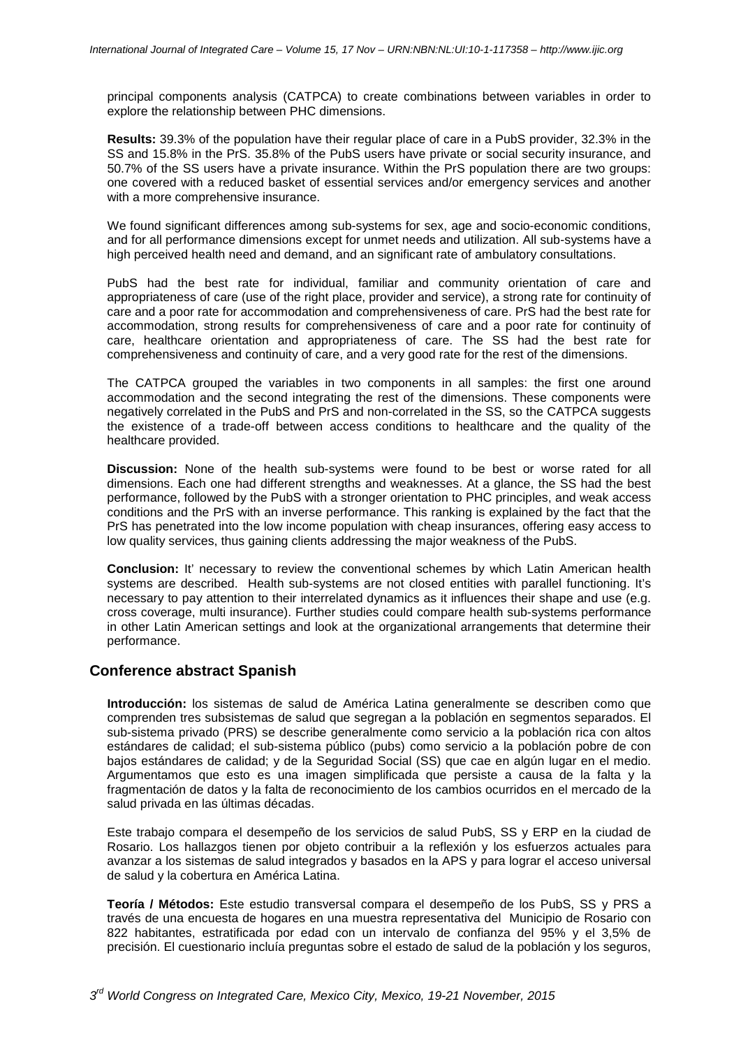principal components analysis (CATPCA) to create combinations between variables in order to explore the relationship between PHC dimensions.

**Results:** 39.3% of the population have their regular place of care in a PubS provider, 32.3% in the SS and 15.8% in the PrS. 35.8% of the PubS users have private or social security insurance, and 50.7% of the SS users have a private insurance. Within the PrS population there are two groups: one covered with a reduced basket of essential services and/or emergency services and another with a more comprehensive insurance.

We found significant differences among sub-systems for sex, age and socio-economic conditions, and for all performance dimensions except for unmet needs and utilization. All sub-systems have a high perceived health need and demand, and an significant rate of ambulatory consultations.

PubS had the best rate for individual, familiar and community orientation of care and appropriateness of care (use of the right place, provider and service), a strong rate for continuity of care and a poor rate for accommodation and comprehensiveness of care. PrS had the best rate for accommodation, strong results for comprehensiveness of care and a poor rate for continuity of care, healthcare orientation and appropriateness of care. The SS had the best rate for comprehensiveness and continuity of care, and a very good rate for the rest of the dimensions.

The CATPCA grouped the variables in two components in all samples: the first one around accommodation and the second integrating the rest of the dimensions. These components were negatively correlated in the PubS and PrS and non-correlated in the SS, so the CATPCA suggests the existence of a trade-off between access conditions to healthcare and the quality of the healthcare provided.

**Discussion:** None of the health sub-systems were found to be best or worse rated for all dimensions. Each one had different strengths and weaknesses. At a glance, the SS had the best performance, followed by the PubS with a stronger orientation to PHC principles, and weak access conditions and the PrS with an inverse performance. This ranking is explained by the fact that the PrS has penetrated into the low income population with cheap insurances, offering easy access to low quality services, thus gaining clients addressing the major weakness of the PubS.

**Conclusion:** It' necessary to review the conventional schemes by which Latin American health systems are described. Health sub-systems are not closed entities with parallel functioning. It's necessary to pay attention to their interrelated dynamics as it influences their shape and use (e.g. cross coverage, multi insurance). Further studies could compare health sub-systems performance in other Latin American settings and look at the organizational arrangements that determine their performance.

## Conference abstract Spanish

**Introducción:** los sistemas de salud de América Latina generalmente se describen como que comprenden tres subsistemas de salud que segregan a la población en segmentos separados. El sub-sistema privado (PRS) se describe generalmente como servicio a la población rica con altos estándares de calidad; el sub-sistema público (pubs) como servicio a la población pobre de con bajos estándares de calidad; y de la Seguridad Social (SS) que cae en algún lugar en el medio. Argumentamos que esto es una imagen simplificada que persiste a causa de la falta y la fragmentación de datos y la falta de reconocimiento de los cambios ocurridos en el mercado de la salud privada en las últimas décadas.

Este trabajo compara el desempeño de los servicios de salud PubS, SS y ERP en la ciudad de Rosario. Los hallazgos tienen por objeto contribuir a la reflexión y los esfuerzos actuales para avanzar a los sistemas de salud integrados y basados en la APS y para lograr el acceso universal de salud y la cobertura en América Latina.

**Teoría / Métodos:** Este estudio transversal compara el desempeño de los PubS, SS y PRS a través de una encuesta de hogares en una muestra representativa del Municipio de Rosario con 822 habitantes, estratificada por edad con un intervalo de confianza del 95% y el 3,5% de precisión. El cuestionario incluía preguntas sobre el estado de salud de la población y los seguros,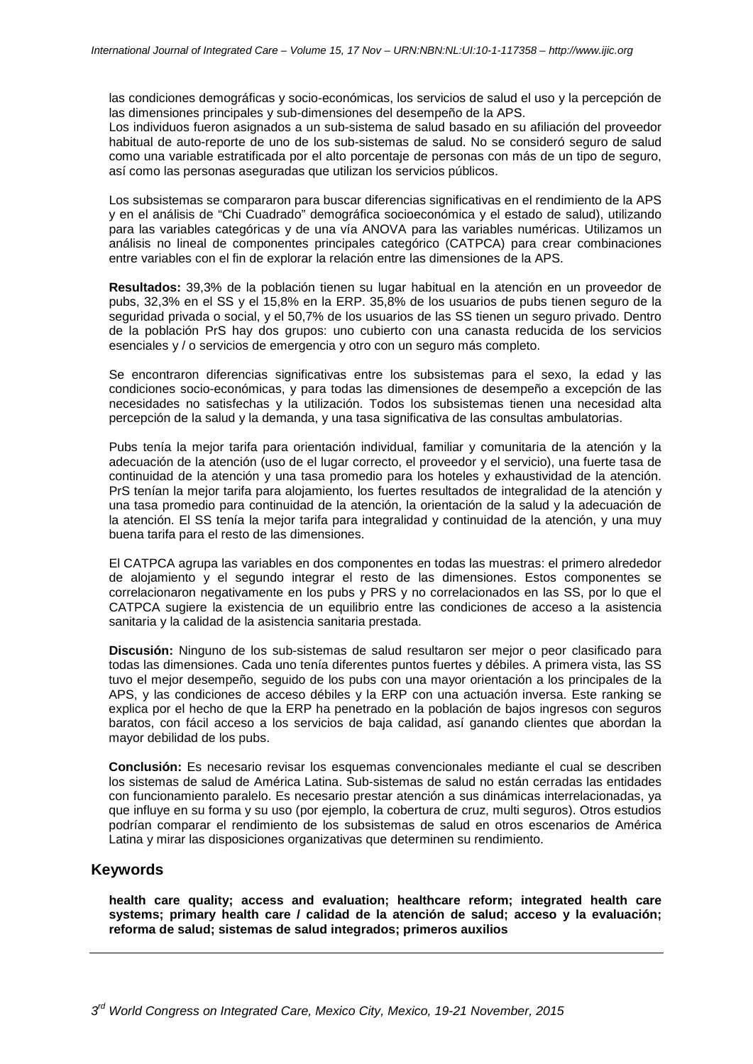las condiciones demográficas y socio-económicas, los servicios de salud el uso y la percepción de las dimensiones principales y sub-dimensiones del desempeño de la APS.
Los individuos fueron asignados a un sub-sistema de salud basado en su afiliación del proveedor habitual de auto-reporte de uno de los sub-sistemas de salud. No se consideró seguro de salud como una variable estratificada por el alto porcentaje de personas con más de un tipo de seguro, así como las personas aseguradas que utilizan los servicios públicos.

Los subsistemas se compararon para buscar diferencias significativas en el rendimiento de la APS y en el análisis de "Chi Cuadrado" demográfica socioeconómica y el estado de salud), utilizando para las variables categóricas y de una vía ANOVA para las variables numéricas. Utilizamos un análisis no lineal de componentes principales categórico (CATPCA) para crear combinaciones entre variables con el fin de explorar la relación entre las dimensiones de la APS.

**Resultados:** 39,3% de la población tienen su lugar habitual en la atención en un proveedor de pubs, 32,3% en el SS y el 15,8% en la ERP. 35,8% de los usuarios de pubs tienen seguro de la seguridad privada o social, y el 50,7% de los usuarios de las SS tienen un seguro privado. Dentro de la población PrS hay dos grupos: uno cubierto con una canasta reducida de los servicios esenciales y / o servicios de emergencia y otro con un seguro más completo.

Se encontraron diferencias significativas entre los subsistemas para el sexo, la edad y las condiciones socio-económicas, y para todas las dimensiones de desempeño a excepción de las necesidades no satisfechas y la utilización. Todos los subsistemas tienen una necesidad alta percepción de la salud y la demanda, y una tasa significativa de las consultas ambulatorias.

Pubs tenía la mejor tarifa para orientación individual, familiar y comunitaria de la atención y la adecuación de la atención (uso de el lugar correcto, el proveedor y el servicio), una fuerte tasa de continuidad de la atención y una tasa promedio para los hoteles y exhaustividad de la atención. PrS tenían la mejor tarifa para alojamiento, los fuertes resultados de integralidad de la atención y una tasa promedio para continuidad de la atención, la orientación de la salud y la adecuación de la atención. El SS tenía la mejor tarifa para integralidad y continuidad de la atención, y una muy buena tarifa para el resto de las dimensiones.

El CATPCA agrupa las variables en dos componentes en todas las muestras: el primero alrededor de alojamiento y el segundo integrar el resto de las dimensiones. Estos componentes se correlacionaron negativamente en los pubs y PRS y no correlacionados en las SS, por lo que el CATPCA sugiere la existencia de un equilibrio entre las condiciones de acceso a la asistencia sanitaria y la calidad de la asistencia sanitaria prestada.

**Discusión:** Ninguno de los sub-sistemas de salud resultaron ser mejor o peor clasificado para todas las dimensiones. Cada uno tenía diferentes puntos fuertes y débiles. A primera vista, las SS tuvo el mejor desempeño, seguido de los pubs con una mayor orientación a los principales de la APS, y las condiciones de acceso débiles y la ERP con una actuación inversa. Este ranking se explica por el hecho de que la ERP ha penetrado en la población de bajos ingresos con seguros baratos, con fácil acceso a los servicios de baja calidad, así ganando clientes que abordan la mayor debilidad de los pubs.

**Conclusión:** Es necesario revisar los esquemas convencionales mediante el cual se describen los sistemas de salud de América Latina. Sub-sistemas de salud no están cerradas las entidades con funcionamiento paralelo. Es necesario prestar atención a sus dinámicas interrelacionadas, ya que influye en su forma y su uso (por ejemplo, la cobertura de cruz, multi seguros). Otros estudios podrían comparar el rendimiento de los subsistemas de salud en otros escenarios de América Latina y mirar las disposiciones organizativas que determinen su rendimiento.

## Keywords

**health care quality; access and evaluation; healthcare reform; integrated health care systems; primary health care / calidad de la atención de salud; acceso y la evaluación; reforma de salud; sistemas de salud integrados; primeros auxilios**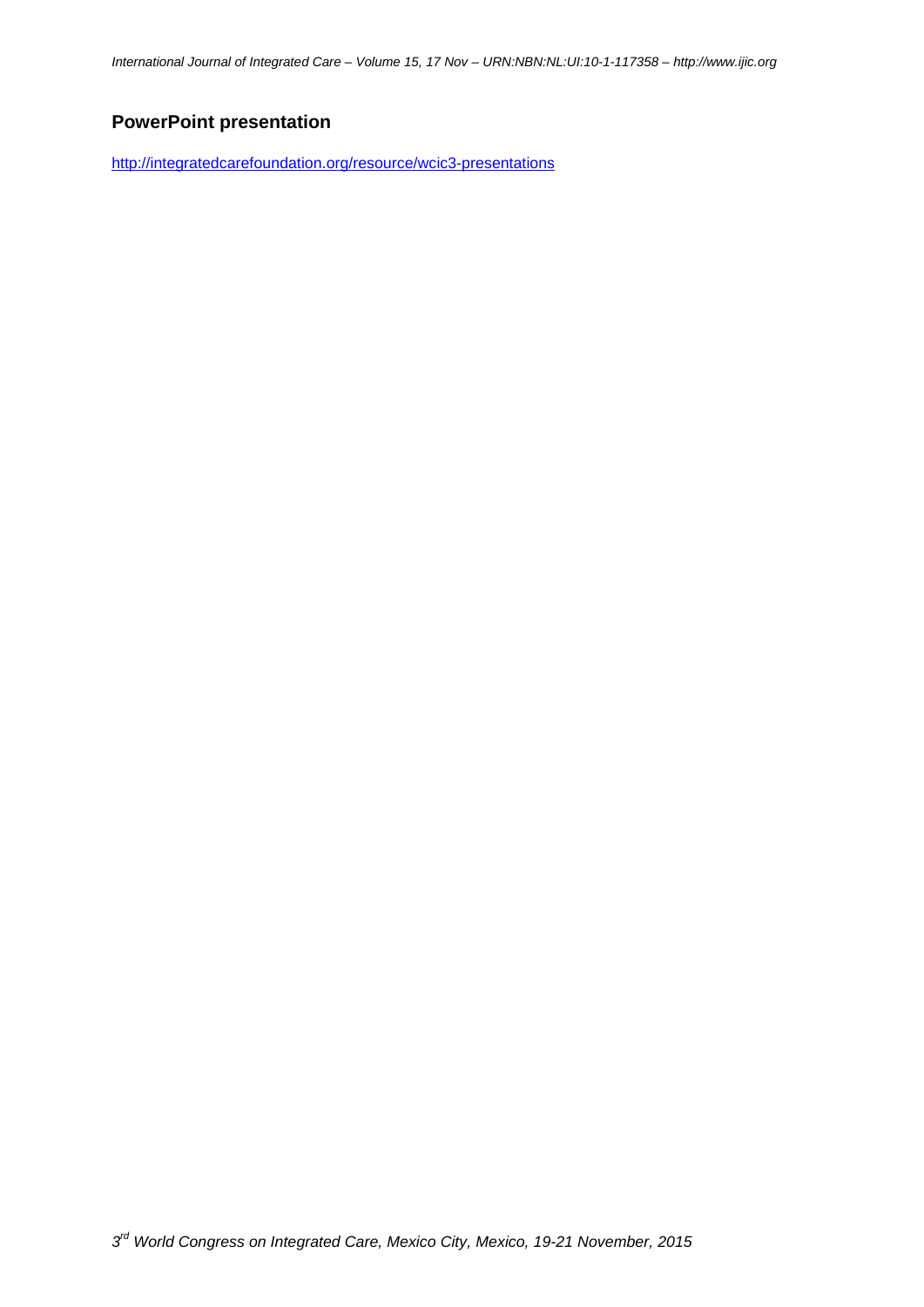### PowerPoint presentation

http://integratedcarefoundation.org/resource/wcic3-presentations